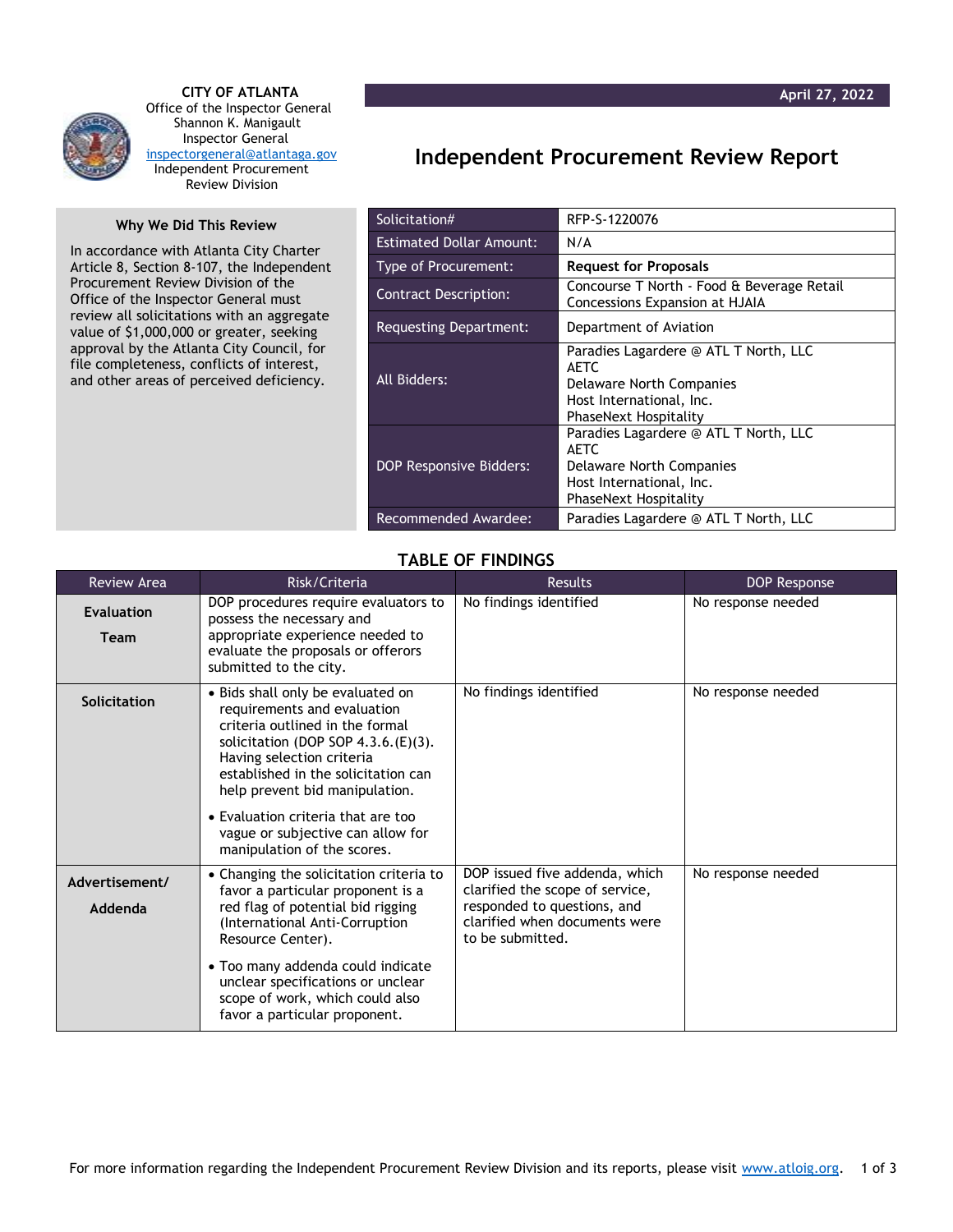**CITY OF ATLANTA**
Office of the Inspector General
Shannon K. Manigault
Inspector General
inspectorgeneral@atlantaga.gov
Independent Procurement Review Division

**April 27, 2022**

# Independent Procurement Review Report

### Why We Did This Review

In accordance with Atlanta City Charter Article 8, Section 8-107, the Independent Procurement Review Division of the Office of the Inspector General must review all solicitations with an aggregate value of $1,000,000 or greater, seeking approval by the Atlanta City Council, for file completeness, conflicts of interest, and other areas of perceived deficiency.

| | |
|---|---|
| Solicitation# | RFP-S-1220076 |
| Estimated Dollar Amount: | N/A |
| Type of Procurement: | **Request for Proposals** |
| Contract Description: | Concourse T North - Food & Beverage Retail Concessions Expansion at HJAIA |
| Requesting Department: | Department of Aviation |
| All Bidders: | Paradies Lagardere @ ATL T North, LLC<br>AETC<br>Delaware North Companies<br>Host International, Inc.<br>PhaseNext Hospitality |
| DOP Responsive Bidders: | Paradies Lagardere @ ATL T North, LLC<br>AETC<br>Delaware North Companies<br>Host International, Inc.<br>PhaseNext Hospitality |
| Recommended Awardee: | Paradies Lagardere @ ATL T North, LLC |

## TABLE OF FINDINGS

| Review Area | Risk/Criteria | Results | DOP Response |
|---|---|---|---|
| **Evaluation Team** | DOP procedures require evaluators to possess the necessary and appropriate experience needed to evaluate the proposals or offerors submitted to the city. | No findings identified | No response needed |
| **Solicitation** | • Bids shall only be evaluated on requirements and evaluation criteria outlined in the formal solicitation (DOP SOP 4.3.6.(E)(3). Having selection criteria established in the solicitation can help prevent bid manipulation.<br>• Evaluation criteria that are too vague or subjective can allow for manipulation of the scores. | No findings identified | No response needed |
| **Advertisement/ Addenda** | • Changing the solicitation criteria to favor a particular proponent is a red flag of potential bid rigging (International Anti-Corruption Resource Center).<br>• Too many addenda could indicate unclear specifications or unclear scope of work, which could also favor a particular proponent. | DOP issued five addenda, which clarified the scope of service, responded to questions, and clarified when documents were to be submitted. | No response needed |

For more information regarding the Independent Procurement Review Division and its reports, please visit www.atloig.org.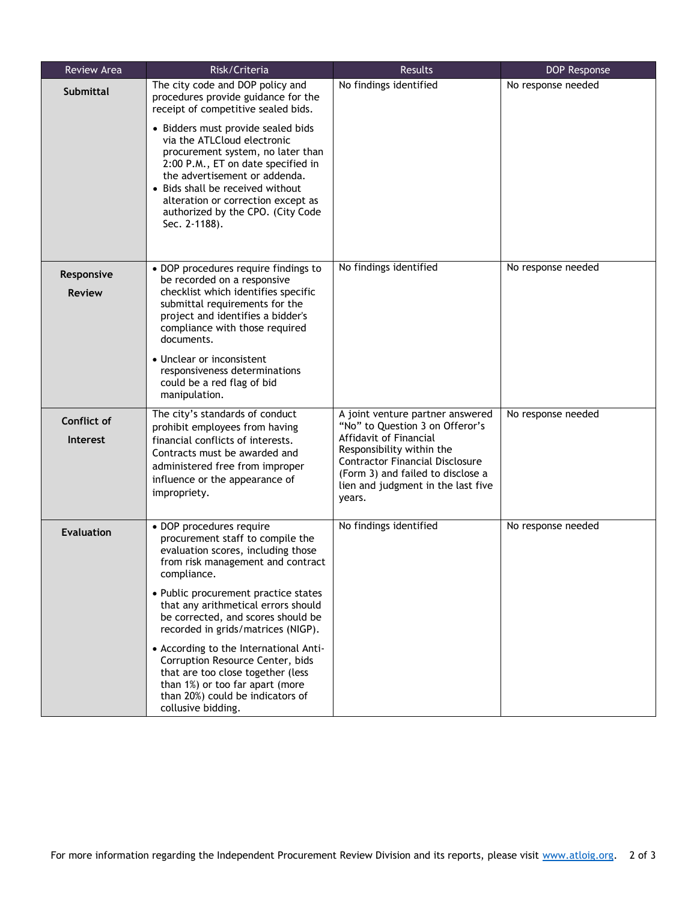| Review Area | Risk/Criteria | Results | DOP Response |
|---|---|---|---|
| **Submittal** | The city code and DOP policy and procedures provide guidance for the receipt of competitive sealed bids.<br><br>• Bidders must provide sealed bids via the ATLCloud electronic procurement system, no later than 2:00 P.M., ET on date specified in the advertisement or addenda.<br>• Bids shall be received without alteration or correction except as authorized by the CPO. (City Code Sec. 2-1188). | No findings identified | No response needed |
| **Responsive Review** | • DOP procedures require findings to be recorded on a responsive checklist which identifies specific submittal requirements for the project and identifies a bidder's compliance with those required documents.<br><br>• Unclear or inconsistent responsiveness determinations could be a red flag of bid manipulation. | No findings identified | No response needed |
| **Conflict of Interest** | The city's standards of conduct prohibit employees from having financial conflicts of interests. Contracts must be awarded and administered free from improper influence or the appearance of impropriety. | A joint venture partner answered "No" to Question 3 on Offeror's Affidavit of Financial Responsibility within the Contractor Financial Disclosure (Form 3) and failed to disclose a lien and judgment in the last five years. | No response needed |
| **Evaluation** | • DOP procedures require procurement staff to compile the evaluation scores, including those from risk management and contract compliance.<br><br>• Public procurement practice states that any arithmetical errors should be corrected, and scores should be recorded in grids/matrices (NIGP).<br><br>• According to the International Anti-Corruption Resource Center, bids that are too close together (less than 1%) or too far apart (more than 20%) could be indicators of collusive bidding. | No findings identified | No response needed |

For more information regarding the Independent Procurement Review Division and its reports, please visit www.atloig.org.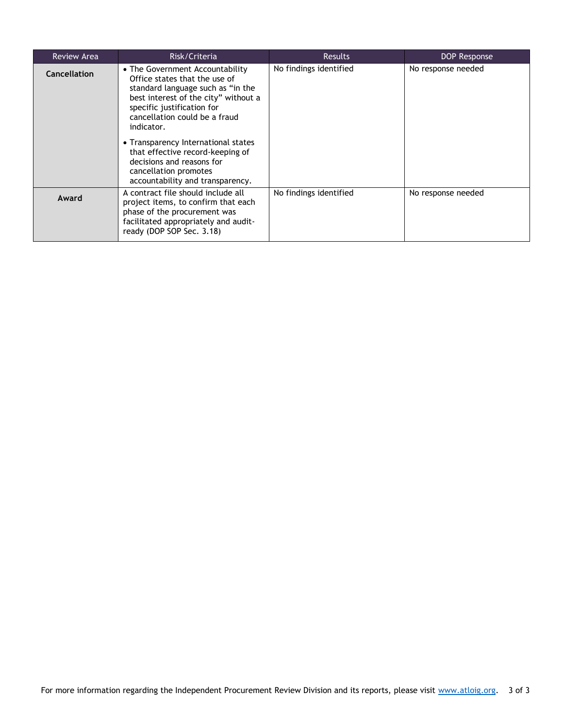| Review Area | Risk/Criteria | Results | DOP Response |
|---|---|---|---|
| **Cancellation** | • The Government Accountability Office states that the use of standard language such as "in the best interest of the city" without a specific justification for cancellation could be a fraud indicator.<br>• Transparency International states that effective record-keeping of decisions and reasons for cancellation promotes accountability and transparency. | No findings identified | No response needed |
| **Award** | A contract file should include all project items, to confirm that each phase of the procurement was facilitated appropriately and audit-ready (DOP SOP Sec. 3.18) | No findings identified | No response needed |

For more information regarding the Independent Procurement Review Division and its reports, please visit www.atloig.org.